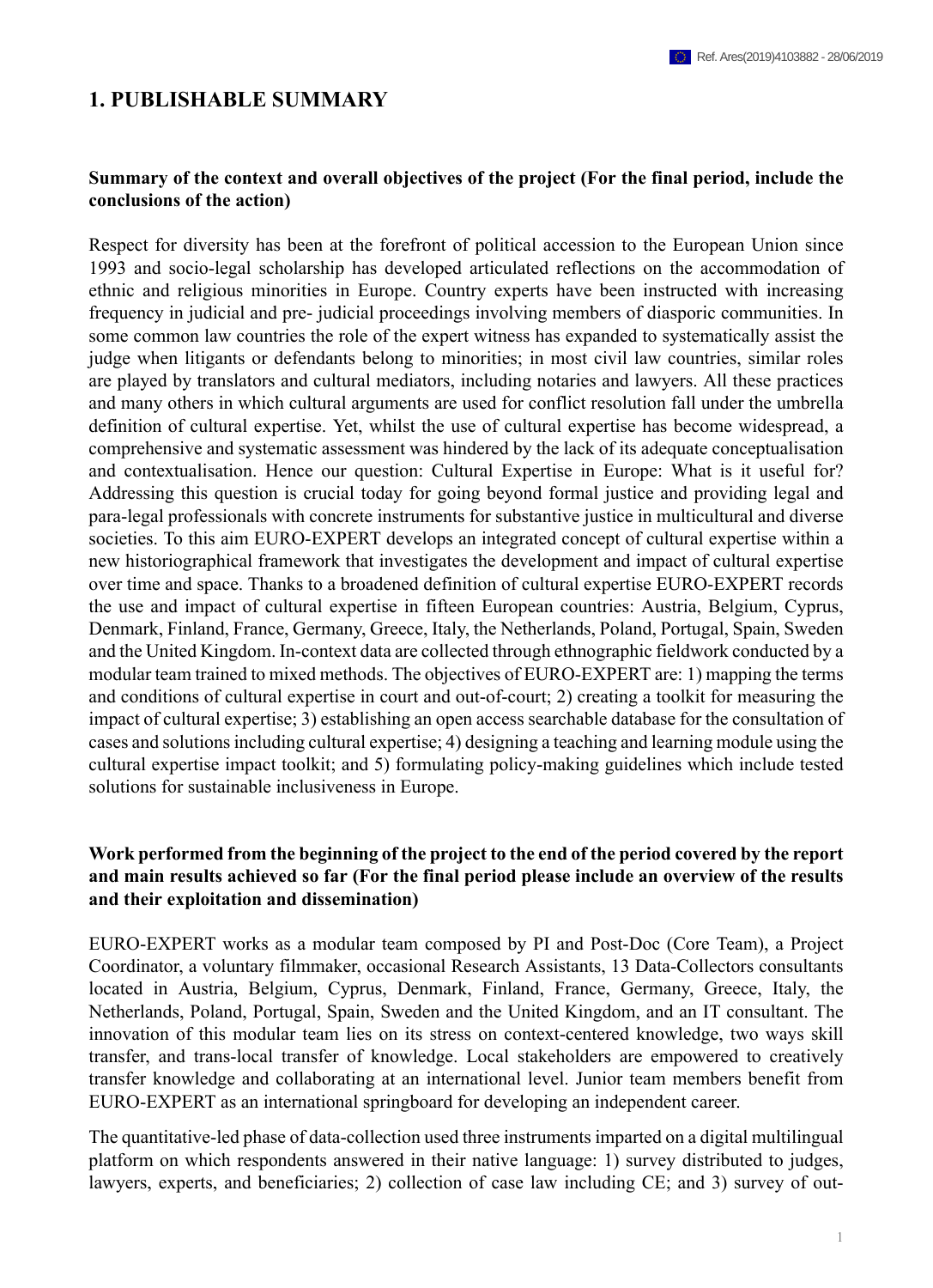# 1. PUBLISHABLE SUMMARY

**Summary of the context and overall objectives of the project (For the final period, include the conclusions of the action)**

Respect for diversity has been at the forefront of political accession to the European Union since 1993 and socio-legal scholarship has developed articulated reflections on the accommodation of ethnic and religious minorities in Europe. Country experts have been instructed with increasing frequency in judicial and pre- judicial proceedings involving members of diasporic communities. In some common law countries the role of the expert witness has expanded to systematically assist the judge when litigants or defendants belong to minorities; in most civil law countries, similar roles are played by translators and cultural mediators, including notaries and lawyers. All these practices and many others in which cultural arguments are used for conflict resolution fall under the umbrella definition of cultural expertise. Yet, whilst the use of cultural expertise has become widespread, a comprehensive and systematic assessment was hindered by the lack of its adequate conceptualisation and contextualisation. Hence our question: Cultural Expertise in Europe: What is it useful for? Addressing this question is crucial today for going beyond formal justice and providing legal and para-legal professionals with concrete instruments for substantive justice in multicultural and diverse societies. To this aim EURO-EXPERT develops an integrated concept of cultural expertise within a new historiographical framework that investigates the development and impact of cultural expertise over time and space. Thanks to a broadened definition of cultural expertise EURO-EXPERT records the use and impact of cultural expertise in fifteen European countries: Austria, Belgium, Cyprus, Denmark, Finland, France, Germany, Greece, Italy, the Netherlands, Poland, Portugal, Spain, Sweden and the United Kingdom. In-context data are collected through ethnographic fieldwork conducted by a modular team trained to mixed methods. The objectives of EURO-EXPERT are: 1) mapping the terms and conditions of cultural expertise in court and out-of-court; 2) creating a toolkit for measuring the impact of cultural expertise; 3) establishing an open access searchable database for the consultation of cases and solutions including cultural expertise; 4) designing a teaching and learning module using the cultural expertise impact toolkit; and 5) formulating policy-making guidelines which include tested solutions for sustainable inclusiveness in Europe.

**Work performed from the beginning of the project to the end of the period covered by the report and main results achieved so far (For the final period please include an overview of the results and their exploitation and dissemination)**

EURO-EXPERT works as a modular team composed by PI and Post-Doc (Core Team), a Project Coordinator, a voluntary filmmaker, occasional Research Assistants, 13 Data-Collectors consultants located in Austria, Belgium, Cyprus, Denmark, Finland, France, Germany, Greece, Italy, the Netherlands, Poland, Portugal, Spain, Sweden and the United Kingdom, and an IT consultant. The innovation of this modular team lies on its stress on context-centered knowledge, two ways skill transfer, and trans-local transfer of knowledge. Local stakeholders are empowered to creatively transfer knowledge and collaborating at an international level. Junior team members benefit from EURO-EXPERT as an international springboard for developing an independent career.

The quantitative-led phase of data-collection used three instruments imparted on a digital multilingual platform on which respondents answered in their native language: 1) survey distributed to judges, lawyers, experts, and beneficiaries; 2) collection of case law including CE; and 3) survey of out-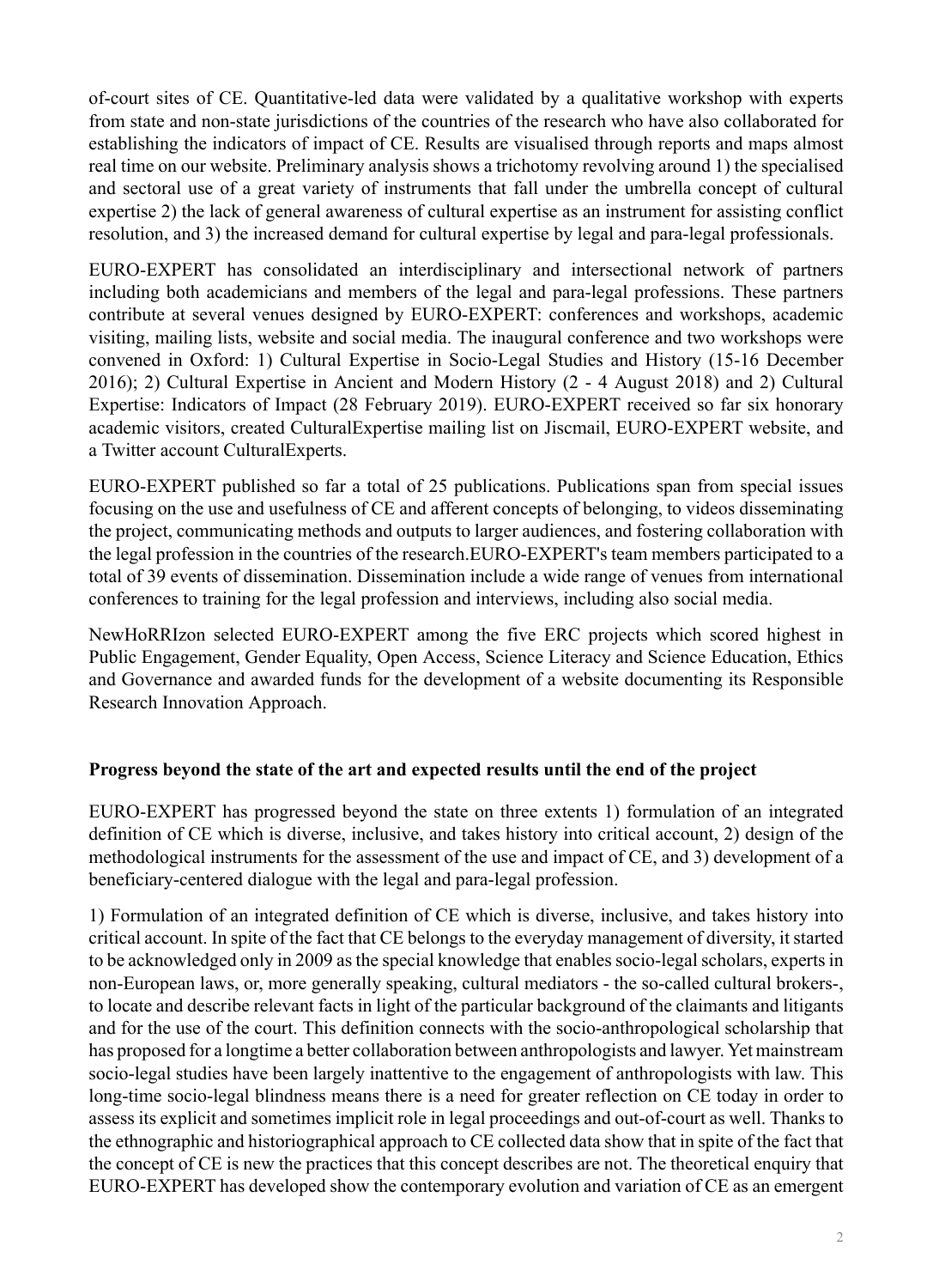of-court sites of CE. Quantitative-led data were validated by a qualitative workshop with experts from state and non-state jurisdictions of the countries of the research who have also collaborated for establishing the indicators of impact of CE. Results are visualised through reports and maps almost real time on our website. Preliminary analysis shows a trichotomy revolving around 1) the specialised and sectoral use of a great variety of instruments that fall under the umbrella concept of cultural expertise 2) the lack of general awareness of cultural expertise as an instrument for assisting conflict resolution, and 3) the increased demand for cultural expertise by legal and para-legal professionals.

EURO-EXPERT has consolidated an interdisciplinary and intersectional network of partners including both academicians and members of the legal and para-legal professions. These partners contribute at several venues designed by EURO-EXPERT: conferences and workshops, academic visiting, mailing lists, website and social media. The inaugural conference and two workshops were convened in Oxford: 1) Cultural Expertise in Socio-Legal Studies and History (15-16 December 2016); 2) Cultural Expertise in Ancient and Modern History (2 - 4 August 2018) and 2) Cultural Expertise: Indicators of Impact (28 February 2019). EURO-EXPERT received so far six honorary academic visitors, created CulturalExpertise mailing list on Jiscmail, EURO-EXPERT website, and a Twitter account CulturalExperts.

EURO-EXPERT published so far a total of 25 publications. Publications span from special issues focusing on the use and usefulness of CE and afferent concepts of belonging, to videos disseminating the project, communicating methods and outputs to larger audiences, and fostering collaboration with the legal profession in the countries of the research.EURO-EXPERT's team members participated to a total of 39 events of dissemination. Dissemination include a wide range of venues from international conferences to training for the legal profession and interviews, including also social media.

NewHoRRIzon selected EURO-EXPERT among the five ERC projects which scored highest in Public Engagement, Gender Equality, Open Access, Science Literacy and Science Education, Ethics and Governance and awarded funds for the development of a website documenting its Responsible Research Innovation Approach.

**Progress beyond the state of the art and expected results until the end of the project**

EURO-EXPERT has progressed beyond the state on three extents 1) formulation of an integrated definition of CE which is diverse, inclusive, and takes history into critical account, 2) design of the methodological instruments for the assessment of the use and impact of CE, and 3) development of a beneficiary-centered dialogue with the legal and para-legal profession.

1) Formulation of an integrated definition of CE which is diverse, inclusive, and takes history into critical account. In spite of the fact that CE belongs to the everyday management of diversity, it started to be acknowledged only in 2009 as the special knowledge that enables socio-legal scholars, experts in non-European laws, or, more generally speaking, cultural mediators - the so-called cultural brokers-, to locate and describe relevant facts in light of the particular background of the claimants and litigants and for the use of the court. This definition connects with the socio-anthropological scholarship that has proposed for a longtime a better collaboration between anthropologists and lawyer. Yet mainstream socio-legal studies have been largely inattentive to the engagement of anthropologists with law. This long-time socio-legal blindness means there is a need for greater reflection on CE today in order to assess its explicit and sometimes implicit role in legal proceedings and out-of-court as well. Thanks to the ethnographic and historiographical approach to CE collected data show that in spite of the fact that the concept of CE is new the practices that this concept describes are not. The theoretical enquiry that EURO-EXPERT has developed show the contemporary evolution and variation of CE as an emergent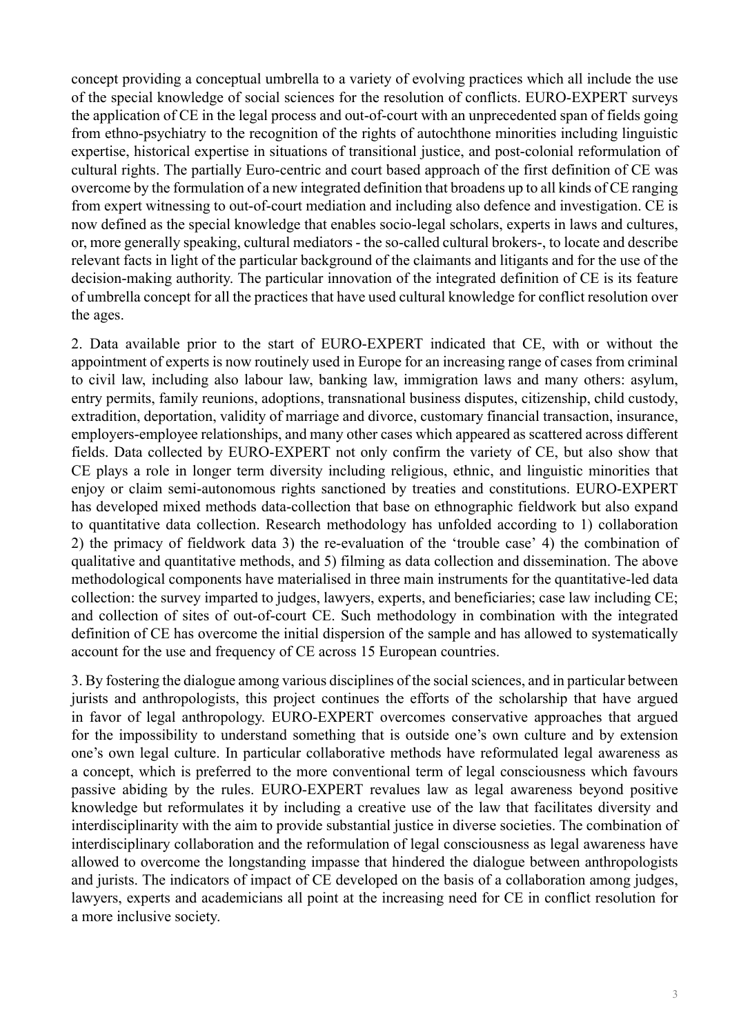concept providing a conceptual umbrella to a variety of evolving practices which all include the use of the special knowledge of social sciences for the resolution of conflicts. EURO-EXPERT surveys the application of CE in the legal process and out-of-court with an unprecedented span of fields going from ethno-psychiatry to the recognition of the rights of autochthone minorities including linguistic expertise, historical expertise in situations of transitional justice, and post-colonial reformulation of cultural rights. The partially Euro-centric and court based approach of the first definition of CE was overcome by the formulation of a new integrated definition that broadens up to all kinds of CE ranging from expert witnessing to out-of-court mediation and including also defence and investigation. CE is now defined as the special knowledge that enables socio-legal scholars, experts in laws and cultures, or, more generally speaking, cultural mediators - the so-called cultural brokers-, to locate and describe relevant facts in light of the particular background of the claimants and litigants and for the use of the decision-making authority. The particular innovation of the integrated definition of CE is its feature of umbrella concept for all the practices that have used cultural knowledge for conflict resolution over the ages.

2. Data available prior to the start of EURO-EXPERT indicated that CE, with or without the appointment of experts is now routinely used in Europe for an increasing range of cases from criminal to civil law, including also labour law, banking law, immigration laws and many others: asylum, entry permits, family reunions, adoptions, transnational business disputes, citizenship, child custody, extradition, deportation, validity of marriage and divorce, customary financial transaction, insurance, employers-employee relationships, and many other cases which appeared as scattered across different fields. Data collected by EURO-EXPERT not only confirm the variety of CE, but also show that CE plays a role in longer term diversity including religious, ethnic, and linguistic minorities that enjoy or claim semi-autonomous rights sanctioned by treaties and constitutions. EURO-EXPERT has developed mixed methods data-collection that base on ethnographic fieldwork but also expand to quantitative data collection. Research methodology has unfolded according to 1) collaboration 2) the primacy of fieldwork data 3) the re-evaluation of the 'trouble case' 4) the combination of qualitative and quantitative methods, and 5) filming as data collection and dissemination. The above methodological components have materialised in three main instruments for the quantitative-led data collection: the survey imparted to judges, lawyers, experts, and beneficiaries; case law including CE; and collection of sites of out-of-court CE. Such methodology in combination with the integrated definition of CE has overcome the initial dispersion of the sample and has allowed to systematically account for the use and frequency of CE across 15 European countries.

3. By fostering the dialogue among various disciplines of the social sciences, and in particular between jurists and anthropologists, this project continues the efforts of the scholarship that have argued in favor of legal anthropology. EURO-EXPERT overcomes conservative approaches that argued for the impossibility to understand something that is outside one's own culture and by extension one's own legal culture. In particular collaborative methods have reformulated legal awareness as a concept, which is preferred to the more conventional term of legal consciousness which favours passive abiding by the rules. EURO-EXPERT revalues law as legal awareness beyond positive knowledge but reformulates it by including a creative use of the law that facilitates diversity and interdisciplinarity with the aim to provide substantial justice in diverse societies. The combination of interdisciplinary collaboration and the reformulation of legal consciousness as legal awareness have allowed to overcome the longstanding impasse that hindered the dialogue between anthropologists and jurists. The indicators of impact of CE developed on the basis of a collaboration among judges, lawyers, experts and academicians all point at the increasing need for CE in conflict resolution for a more inclusive society.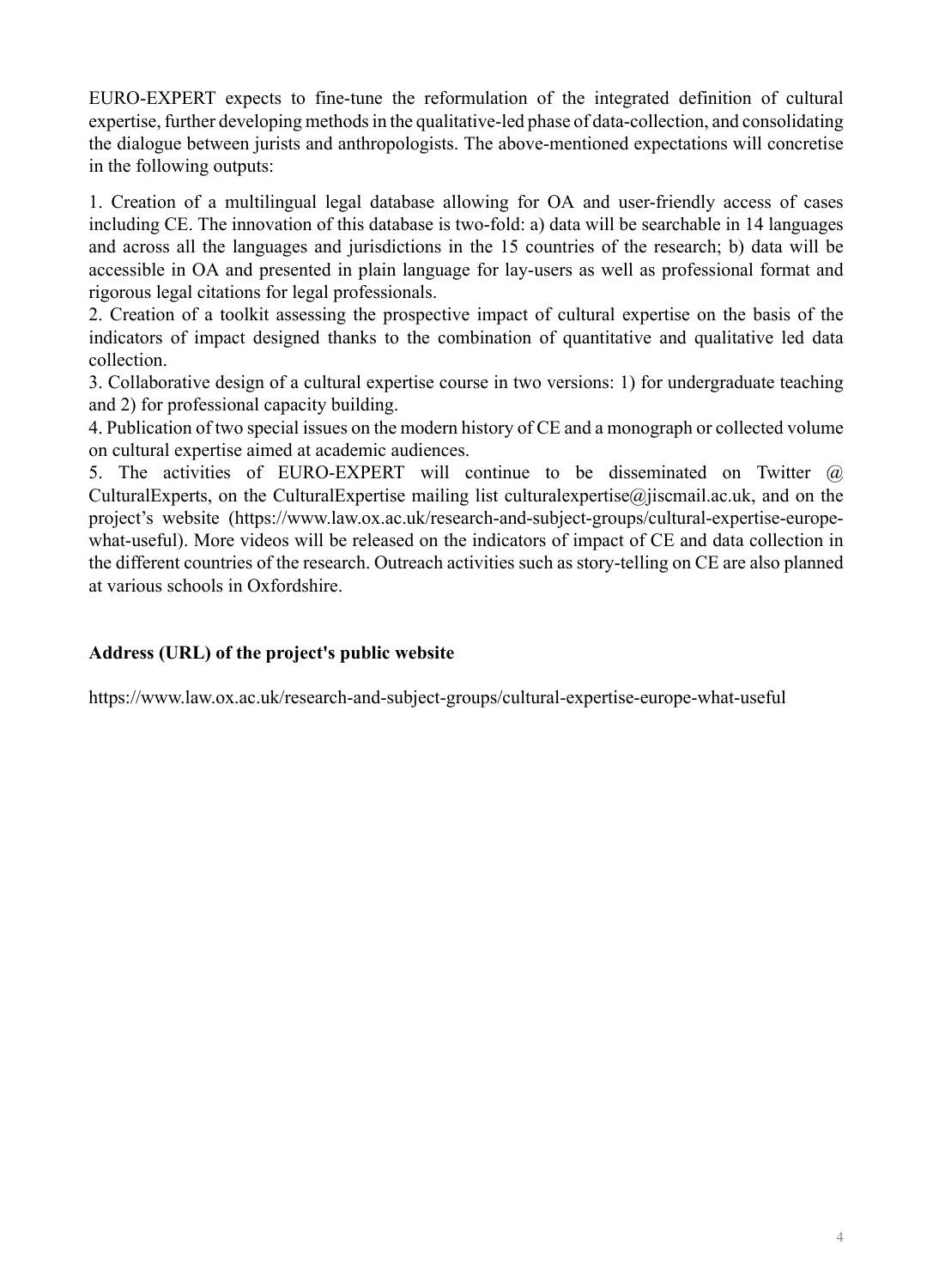EURO-EXPERT expects to fine-tune the reformulation of the integrated definition of cultural expertise, further developing methods in the qualitative-led phase of data-collection, and consolidating the dialogue between jurists and anthropologists. The above-mentioned expectations will concretise in the following outputs:

1. Creation of a multilingual legal database allowing for OA and user-friendly access of cases including CE. The innovation of this database is two-fold: a) data will be searchable in 14 languages and across all the languages and jurisdictions in the 15 countries of the research; b) data will be accessible in OA and presented in plain language for lay-users as well as professional format and rigorous legal citations for legal professionals.
2. Creation of a toolkit assessing the prospective impact of cultural expertise on the basis of the indicators of impact designed thanks to the combination of quantitative and qualitative led data collection.
3. Collaborative design of a cultural expertise course in two versions: 1) for undergraduate teaching and 2) for professional capacity building.
4. Publication of two special issues on the modern history of CE and a monograph or collected volume on cultural expertise aimed at academic audiences.
5. The activities of EURO-EXPERT will continue to be disseminated on Twitter @ CulturalExperts, on the CulturalExpertise mailing list culturalexpertise@jiscmail.ac.uk, and on the project's website (https://www.law.ox.ac.uk/research-and-subject-groups/cultural-expertise-europe-what-useful). More videos will be released on the indicators of impact of CE and data collection in the different countries of the research. Outreach activities such as story-telling on CE are also planned at various schools in Oxfordshire.

**Address (URL) of the project's public website**

https://www.law.ox.ac.uk/research-and-subject-groups/cultural-expertise-europe-what-useful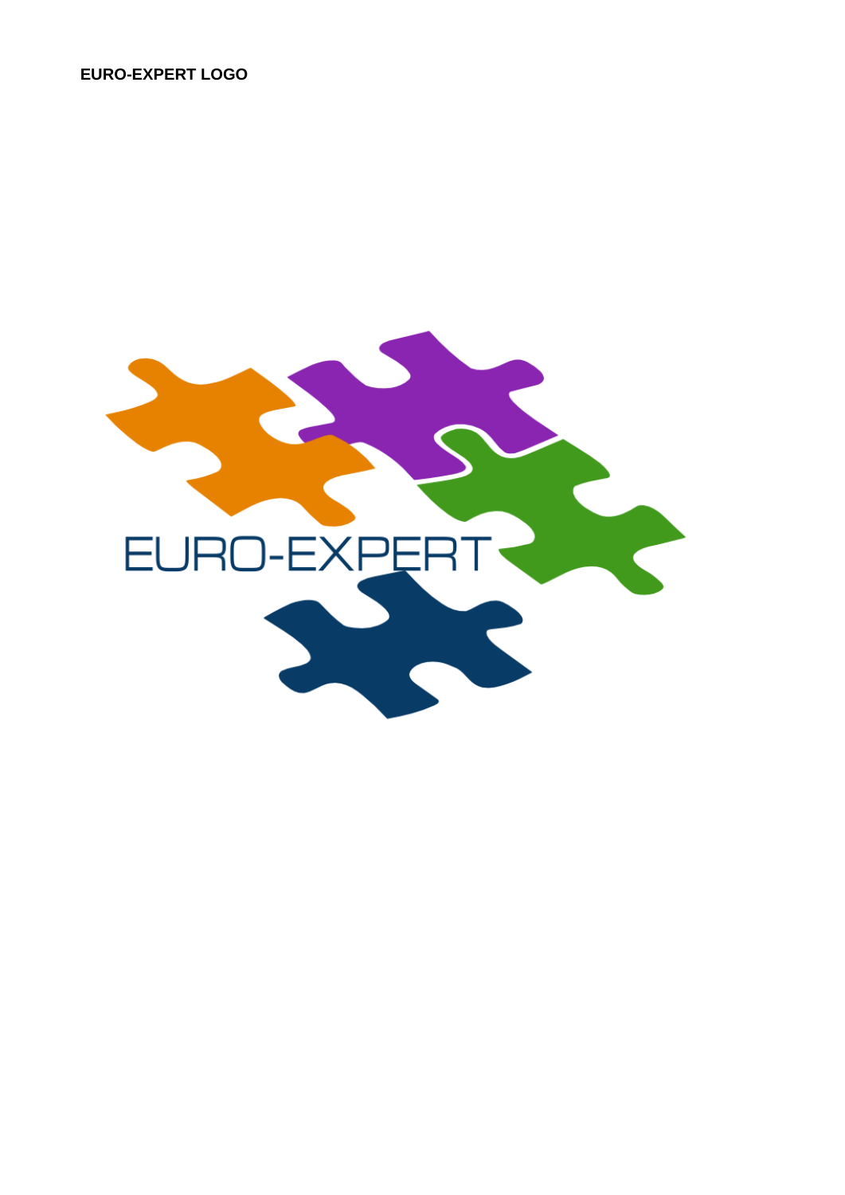**EURO-EXPERT LOGO**